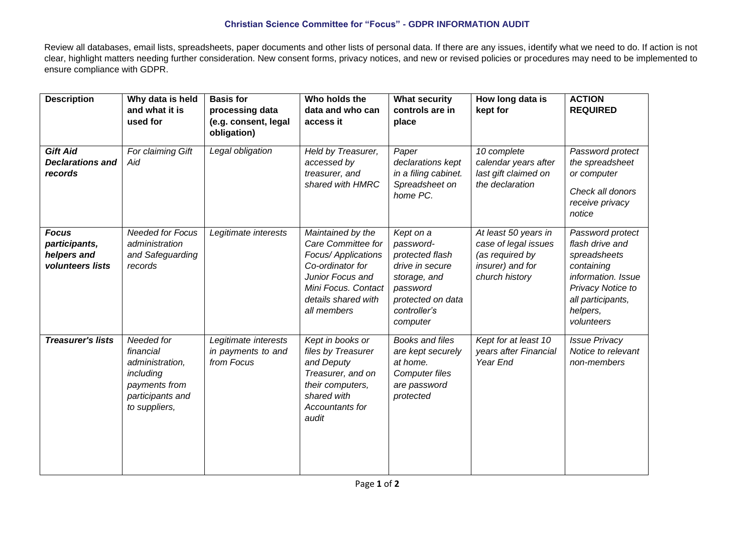**Christian Science Committee for "Focus" - GDPR INFORMATION AUDIT**

Review all databases, email lists, spreadsheets, paper documents and other lists of personal data. If there are any issues, identify what we need to do. If action is not clear, highlight matters needing further consideration. New consent forms, privacy notices, and new or revised policies or procedures may need to be implemented to ensure compliance with GDPR.

| Description | Why data is held and what it is used for | Basis for processing data (e.g. consent, legal obligation) | Who holds the data and who can access it | What security controls are in place | How long data is kept for | ACTION REQUIRED |
|---|---|---|---|---|---|---|
| ***Gift Aid Declarations and records*** | *For claiming Gift Aid* | *Legal obligation* | *Held by Treasurer, accessed by treasurer, and shared with HMRC* | *Paper declarations kept in a filing cabinet. Spreadsheet on home PC.* | *10 complete calendar years after last gift claimed on the declaration* | *Password protect the spreadsheet or computer*<br>*Check all donors receive privacy notice* |
| ***Focus participants, helpers and volunteers lists*** | *Needed for Focus administration and Safeguarding records* | *Legitimate interests* | *Maintained by the Care Committee for Focus/ Applications Co-ordinator for Junior Focus and Mini Focus. Contact details shared with all members* | *Kept on a password-protected flash drive in secure storage, and password protected on data controller's computer* | *At least 50 years in case of legal issues (as required by insurer) and for church history* | *Password protect flash drive and spreadsheets containing information. Issue Privacy Notice to all participants, helpers, volunteers* |
| ***Treasurer's lists*** | *Needed for financial administration, including payments from participants and to suppliers,* | *Legitimate interests in payments to and from Focus* | *Kept in books or files by Treasurer and Deputy Treasurer, and on their computers, shared with Accountants for audit* | *Books and files are kept securely at home. Computer files are password protected* | *Kept for at least 10 years after Financial Year End* | *Issue Privacy Notice to relevant non-members* |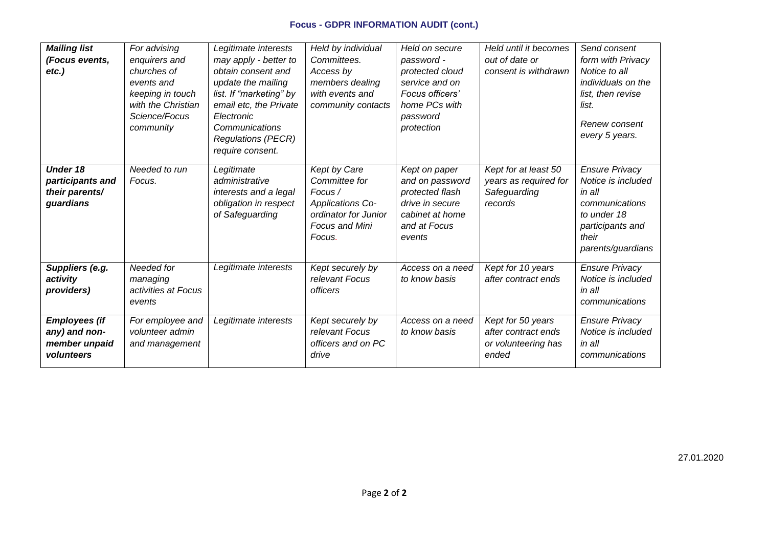**Focus - GDPR INFORMATION AUDIT (cont.)**

| | | | | | | |
|---|---|---|---|---|---|---|
| ***Mailing list (Focus events, etc.)*** | *For advising enquirers and churches of events and keeping in touch with the Christian Science/Focus community* | *Legitimate interests may apply - better to obtain consent and update the mailing list. If "marketing" by email etc, the Private Electronic Communications Regulations (PECR) require consent.* | *Held by individual Committees. Access by members dealing with events and community contacts* | *Held on secure password - protected cloud service and on Focus officers' home PCs with password protection* | *Held until it becomes out of date or consent is withdrawn* | *Send consent form with Privacy Notice to all individuals on the list, then revise list.*<br><br>*Renew consent every 5 years.* |
| ***Under 18 participants and their parents/ guardians*** | *Needed to run Focus.* | *Legitimate administrative interests and a legal obligation in respect of Safeguarding* | *Kept by Care Committee for Focus / Applications Co-ordinator for Junior Focus and Mini Focus.* | *Kept on paper and on password protected flash drive in secure cabinet at home and at Focus events* | *Kept for at least 50 years as required for Safeguarding records* | *Ensure Privacy Notice is included in all communications to under 18 participants and their parents/guardians* |
| ***Suppliers (e.g. activity providers)*** | *Needed for managing activities at Focus events* | *Legitimate interests* | *Kept securely by relevant Focus officers* | *Access on a need to know basis* | *Kept for 10 years after contract ends* | *Ensure Privacy Notice is included in all communications* |
| ***Employees (if any) and non-member unpaid volunteers*** | *For employee and volunteer admin and management* | *Legitimate interests* | *Kept securely by relevant Focus officers and on PC drive* | *Access on a need to know basis* | *Kept for 50 years after contract ends or volunteering has ended* | *Ensure Privacy Notice is included in all communications* |

27.01.2020